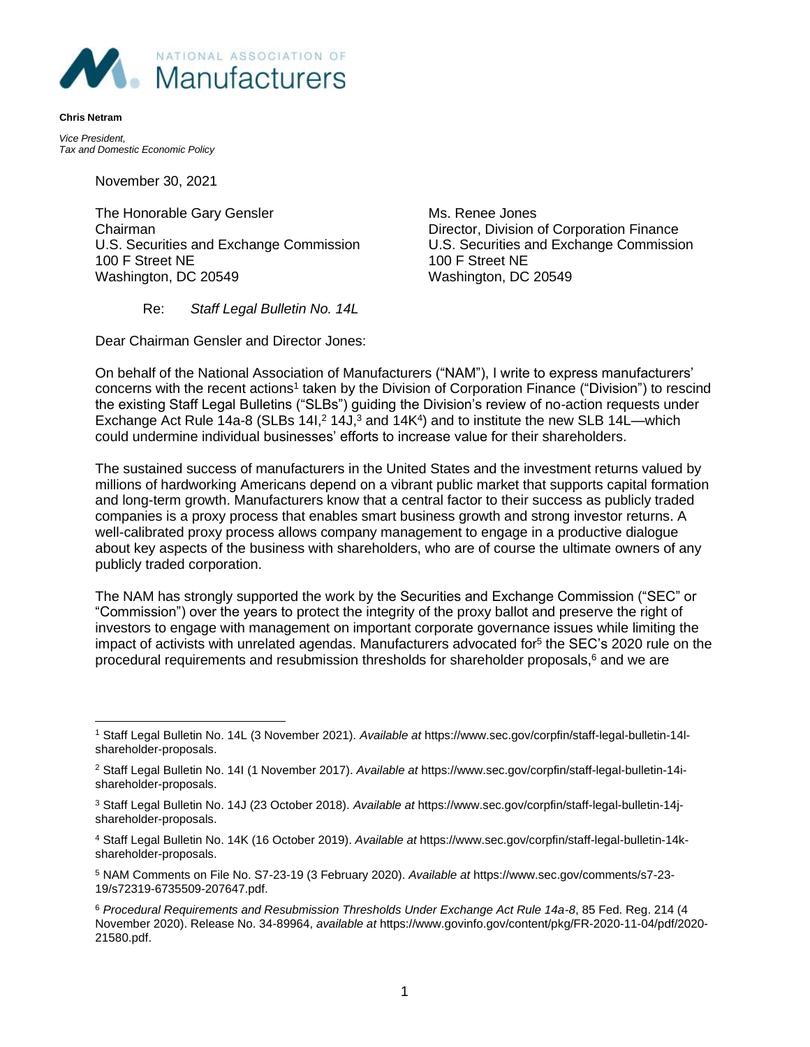NATIONAL ASSOCIATION OF Manufacturers

**Chris Netram**

*Vice President,*
*Tax and Domestic Economic Policy*

November 30, 2021

The Honorable Gary Gensler
Chairman
U.S. Securities and Exchange Commission
100 F Street NE
Washington, DC 20549

Ms. Renee Jones
Director, Division of Corporation Finance
U.S. Securities and Exchange Commission
100 F Street NE
Washington, DC 20549

Re: *Staff Legal Bulletin No. 14L*

Dear Chairman Gensler and Director Jones:

On behalf of the National Association of Manufacturers ("NAM"), I write to express manufacturers' concerns with the recent actions[1] taken by the Division of Corporation Finance ("Division") to rescind the existing Staff Legal Bulletins ("SLBs") guiding the Division's review of no-action requests under Exchange Act Rule 14a-8 (SLBs 14I,[2] 14J,[3] and 14K[4]) and to institute the new SLB 14L—which could undermine individual businesses' efforts to increase value for their shareholders.

The sustained success of manufacturers in the United States and the investment returns valued by millions of hardworking Americans depend on a vibrant public market that supports capital formation and long-term growth. Manufacturers know that a central factor to their success as publicly traded companies is a proxy process that enables smart business growth and strong investor returns. A well-calibrated proxy process allows company management to engage in a productive dialogue about key aspects of the business with shareholders, who are of course the ultimate owners of any publicly traded corporation.

The NAM has strongly supported the work by the Securities and Exchange Commission ("SEC" or "Commission") over the years to protect the integrity of the proxy ballot and preserve the right of investors to engage with management on important corporate governance issues while limiting the impact of activists with unrelated agendas. Manufacturers advocated for[5] the SEC's 2020 rule on the procedural requirements and resubmission thresholds for shareholder proposals,[6] and we are

---

[1] Staff Legal Bulletin No. 14L (3 November 2021). *Available at* https://www.sec.gov/corpfin/staff-legal-bulletin-14l-shareholder-proposals.

[2] Staff Legal Bulletin No. 14I (1 November 2017). *Available at* https://www.sec.gov/corpfin/staff-legal-bulletin-14i-shareholder-proposals.

[3] Staff Legal Bulletin No. 14J (23 October 2018). *Available at* https://www.sec.gov/corpfin/staff-legal-bulletin-14j-shareholder-proposals.

[4] Staff Legal Bulletin No. 14K (16 October 2019). *Available at* https://www.sec.gov/corpfin/staff-legal-bulletin-14k-shareholder-proposals.

[5] NAM Comments on File No. S7-23-19 (3 February 2020). *Available at* https://www.sec.gov/comments/s7-23-19/s72319-6735509-207647.pdf.

[6] *Procedural Requirements and Resubmission Thresholds Under Exchange Act Rule 14a-8*, 85 Fed. Reg. 214 (4 November 2020). Release No. 34-89964, *available at* https://www.govinfo.gov/content/pkg/FR-2020-11-04/pdf/2020-21580.pdf.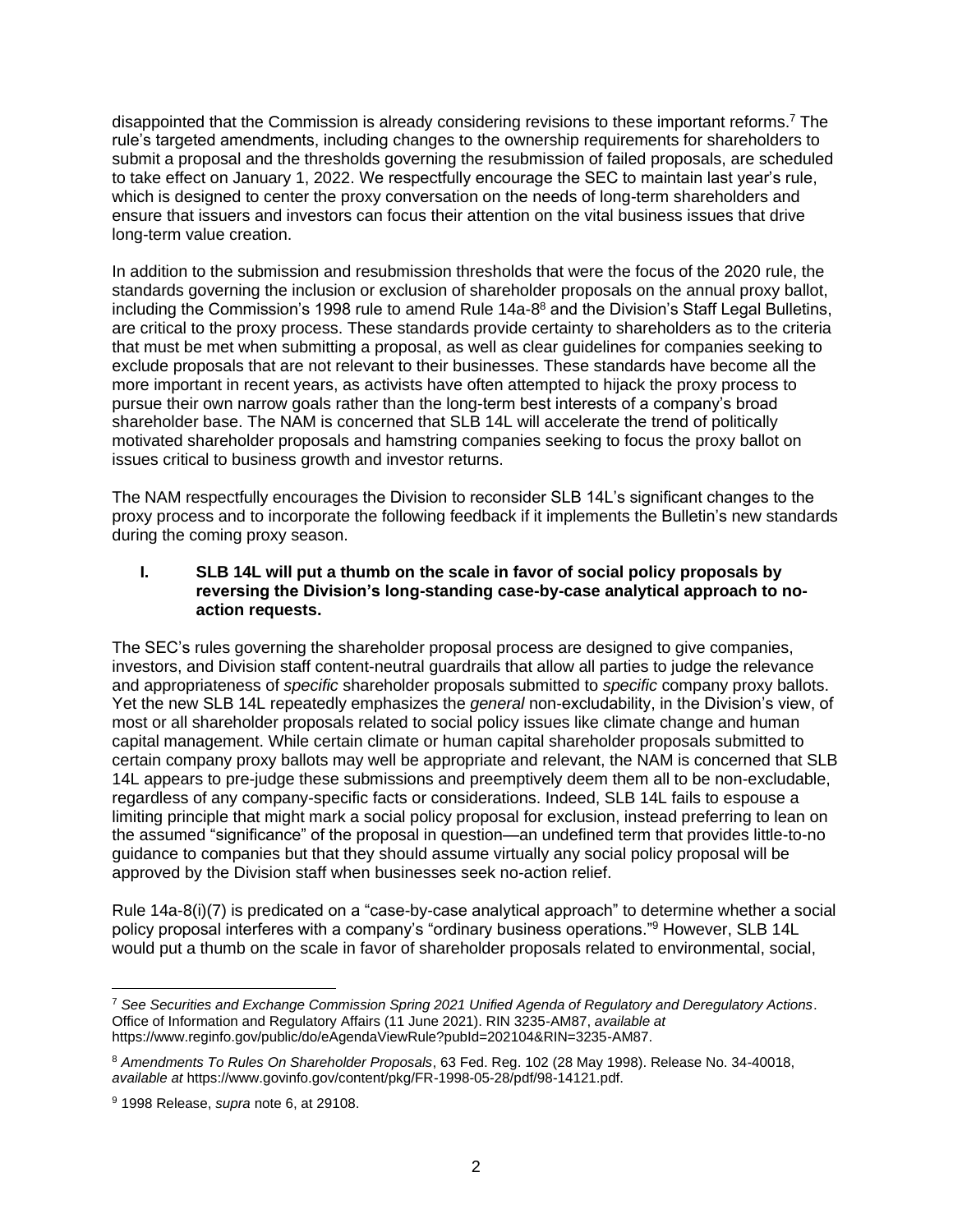disappointed that the Commission is already considering revisions to these important reforms.[7] The rule's targeted amendments, including changes to the ownership requirements for shareholders to submit a proposal and the thresholds governing the resubmission of failed proposals, are scheduled to take effect on January 1, 2022. We respectfully encourage the SEC to maintain last year's rule, which is designed to center the proxy conversation on the needs of long-term shareholders and ensure that issuers and investors can focus their attention on the vital business issues that drive long-term value creation.

In addition to the submission and resubmission thresholds that were the focus of the 2020 rule, the standards governing the inclusion or exclusion of shareholder proposals on the annual proxy ballot, including the Commission's 1998 rule to amend Rule 14a-8[8] and the Division's Staff Legal Bulletins, are critical to the proxy process. These standards provide certainty to shareholders as to the criteria that must be met when submitting a proposal, as well as clear guidelines for companies seeking to exclude proposals that are not relevant to their businesses. These standards have become all the more important in recent years, as activists have often attempted to hijack the proxy process to pursue their own narrow goals rather than the long-term best interests of a company's broad shareholder base. The NAM is concerned that SLB 14L will accelerate the trend of politically motivated shareholder proposals and hamstring companies seeking to focus the proxy ballot on issues critical to business growth and investor returns.

The NAM respectfully encourages the Division to reconsider SLB 14L's significant changes to the proxy process and to incorporate the following feedback if it implements the Bulletin's new standards during the coming proxy season.

## I. SLB 14L will put a thumb on the scale in favor of social policy proposals by reversing the Division's long-standing case-by-case analytical approach to no-action requests.

The SEC's rules governing the shareholder proposal process are designed to give companies, investors, and Division staff content-neutral guardrails that allow all parties to judge the relevance and appropriateness of *specific* shareholder proposals submitted to *specific* company proxy ballots. Yet the new SLB 14L repeatedly emphasizes the *general* non-excludability, in the Division's view, of most or all shareholder proposals related to social policy issues like climate change and human capital management. While certain climate or human capital shareholder proposals submitted to certain company proxy ballots may well be appropriate and relevant, the NAM is concerned that SLB 14L appears to pre-judge these submissions and preemptively deem them all to be non-excludable, regardless of any company-specific facts or considerations. Indeed, SLB 14L fails to espouse a limiting principle that might mark a social policy proposal for exclusion, instead preferring to lean on the assumed "significance" of the proposal in question—an undefined term that provides little-to-no guidance to companies but that they should assume virtually any social policy proposal will be approved by the Division staff when businesses seek no-action relief.

Rule 14a-8(i)(7) is predicated on a "case-by-case analytical approach" to determine whether a social policy proposal interferes with a company's "ordinary business operations."[9] However, SLB 14L would put a thumb on the scale in favor of shareholder proposals related to environmental, social,

---

[7] *See Securities and Exchange Commission Spring 2021 Unified Agenda of Regulatory and Deregulatory Actions*. Office of Information and Regulatory Affairs (11 June 2021). RIN 3235-AM87, *available at* https://www.reginfo.gov/public/do/eAgendaViewRule?pubId=202104&RIN=3235-AM87.

[8] *Amendments To Rules On Shareholder Proposals*, 63 Fed. Reg. 102 (28 May 1998). Release No. 34-40018, *available at* https://www.govinfo.gov/content/pkg/FR-1998-05-28/pdf/98-14121.pdf.

[9] 1998 Release, *supra* note 6, at 29108.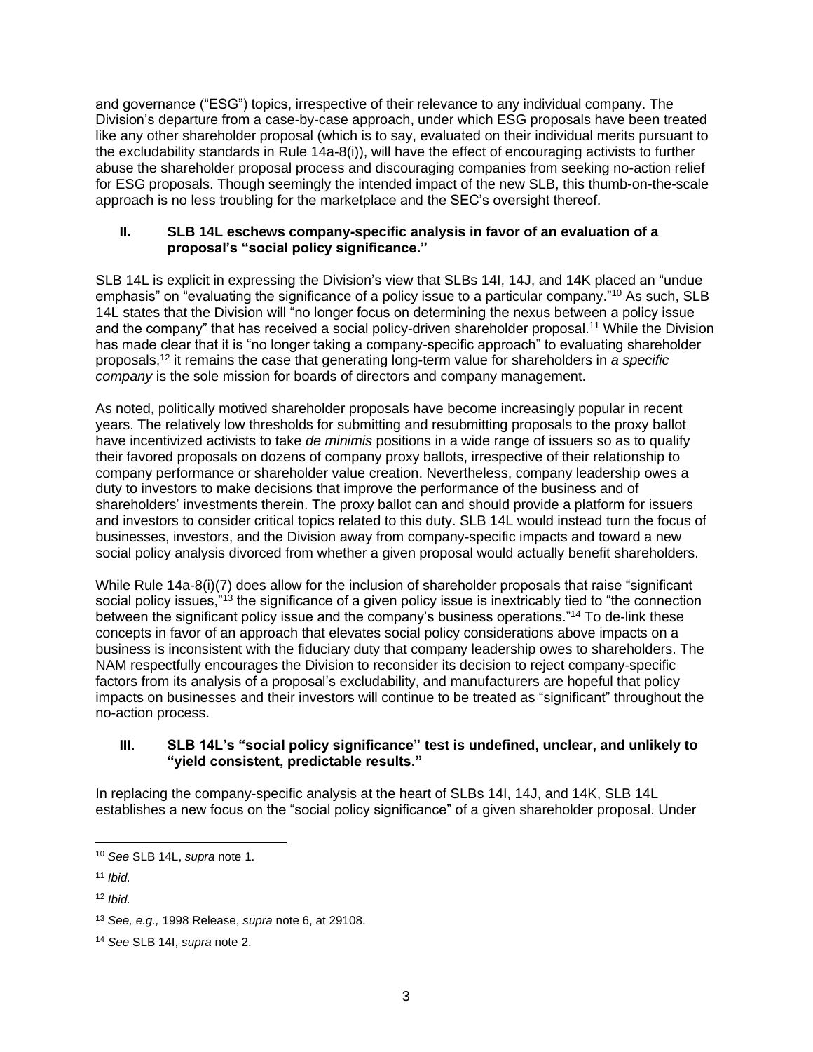and governance ("ESG") topics, irrespective of their relevance to any individual company. The Division's departure from a case-by-case approach, under which ESG proposals have been treated like any other shareholder proposal (which is to say, evaluated on their individual merits pursuant to the excludability standards in Rule 14a-8(i)), will have the effect of encouraging activists to further abuse the shareholder proposal process and discouraging companies from seeking no-action relief for ESG proposals. Though seemingly the intended impact of the new SLB, this thumb-on-the-scale approach is no less troubling for the marketplace and the SEC's oversight thereof.

## II. SLB 14L eschews company-specific analysis in favor of an evaluation of a proposal's "social policy significance."

SLB 14L is explicit in expressing the Division's view that SLBs 14I, 14J, and 14K placed an "undue emphasis" on "evaluating the significance of a policy issue to a particular company."[10] As such, SLB 14L states that the Division will "no longer focus on determining the nexus between a policy issue and the company" that has received a social policy-driven shareholder proposal.[11] While the Division has made clear that it is "no longer taking a company-specific approach" to evaluating shareholder proposals,[12] it remains the case that generating long-term value for shareholders in *a specific company* is the sole mission for boards of directors and company management.

As noted, politically motived shareholder proposals have become increasingly popular in recent years. The relatively low thresholds for submitting and resubmitting proposals to the proxy ballot have incentivized activists to take *de minimis* positions in a wide range of issuers so as to qualify their favored proposals on dozens of company proxy ballots, irrespective of their relationship to company performance or shareholder value creation. Nevertheless, company leadership owes a duty to investors to make decisions that improve the performance of the business and of shareholders' investments therein. The proxy ballot can and should provide a platform for issuers and investors to consider critical topics related to this duty. SLB 14L would instead turn the focus of businesses, investors, and the Division away from company-specific impacts and toward a new social policy analysis divorced from whether a given proposal would actually benefit shareholders.

While Rule 14a-8(i)(7) does allow for the inclusion of shareholder proposals that raise "significant social policy issues,"[13] the significance of a given policy issue is inextricably tied to "the connection between the significant policy issue and the company's business operations."[14] To de-link these concepts in favor of an approach that elevates social policy considerations above impacts on a business is inconsistent with the fiduciary duty that company leadership owes to shareholders. The NAM respectfully encourages the Division to reconsider its decision to reject company-specific factors from its analysis of a proposal's excludability, and manufacturers are hopeful that policy impacts on businesses and their investors will continue to be treated as "significant" throughout the no-action process.

## III. SLB 14L's "social policy significance" test is undefined, unclear, and unlikely to "yield consistent, predictable results."

In replacing the company-specific analysis at the heart of SLBs 14I, 14J, and 14K, SLB 14L establishes a new focus on the "social policy significance" of a given shareholder proposal. Under

---

[10] *See* SLB 14L, *supra* note 1.

[11] *Ibid.*

[12] *Ibid.*

[13] *See, e.g.,* 1998 Release, *supra* note 6, at 29108.

[14] *See* SLB 14I, *supra* note 2.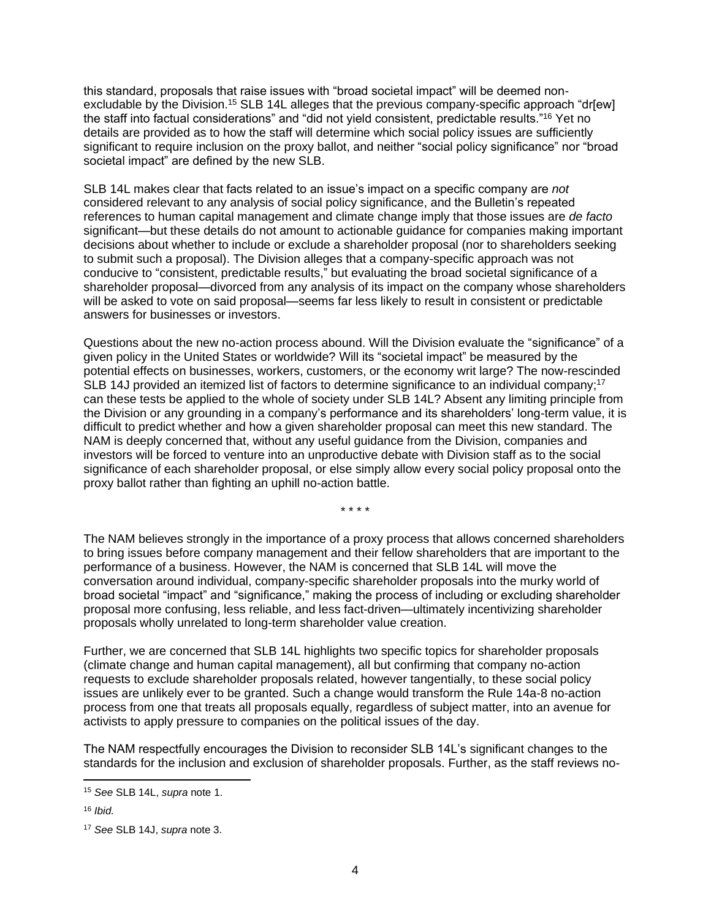this standard, proposals that raise issues with "broad societal impact" will be deemed non-excludable by the Division.[15] SLB 14L alleges that the previous company-specific approach "dr[ew] the staff into factual considerations" and "did not yield consistent, predictable results."[16] Yet no details are provided as to how the staff will determine which social policy issues are sufficiently significant to require inclusion on the proxy ballot, and neither "social policy significance" nor "broad societal impact" are defined by the new SLB.

SLB 14L makes clear that facts related to an issue's impact on a specific company are *not* considered relevant to any analysis of social policy significance, and the Bulletin's repeated references to human capital management and climate change imply that those issues are *de facto* significant—but these details do not amount to actionable guidance for companies making important decisions about whether to include or exclude a shareholder proposal (nor to shareholders seeking to submit such a proposal). The Division alleges that a company-specific approach was not conducive to "consistent, predictable results," but evaluating the broad societal significance of a shareholder proposal—divorced from any analysis of its impact on the company whose shareholders will be asked to vote on said proposal—seems far less likely to result in consistent or predictable answers for businesses or investors.

Questions about the new no-action process abound. Will the Division evaluate the "significance" of a given policy in the United States or worldwide? Will its "societal impact" be measured by the potential effects on businesses, workers, customers, or the economy writ large? The now-rescinded SLB 14J provided an itemized list of factors to determine significance to an individual company;[17] can these tests be applied to the whole of society under SLB 14L? Absent any limiting principle from the Division or any grounding in a company's performance and its shareholders' long-term value, it is difficult to predict whether and how a given shareholder proposal can meet this new standard. The NAM is deeply concerned that, without any useful guidance from the Division, companies and investors will be forced to venture into an unproductive debate with Division staff as to the social significance of each shareholder proposal, or else simply allow every social policy proposal onto the proxy ballot rather than fighting an uphill no-action battle.

\* \* \* \*

The NAM believes strongly in the importance of a proxy process that allows concerned shareholders to bring issues before company management and their fellow shareholders that are important to the performance of a business. However, the NAM is concerned that SLB 14L will move the conversation around individual, company-specific shareholder proposals into the murky world of broad societal "impact" and "significance," making the process of including or excluding shareholder proposal more confusing, less reliable, and less fact-driven—ultimately incentivizing shareholder proposals wholly unrelated to long-term shareholder value creation.

Further, we are concerned that SLB 14L highlights two specific topics for shareholder proposals (climate change and human capital management), all but confirming that company no-action requests to exclude shareholder proposals related, however tangentially, to these social policy issues are unlikely ever to be granted. Such a change would transform the Rule 14a-8 no-action process from one that treats all proposals equally, regardless of subject matter, into an avenue for activists to apply pressure to companies on the political issues of the day.

The NAM respectfully encourages the Division to reconsider SLB 14L's significant changes to the standards for the inclusion and exclusion of shareholder proposals. Further, as the staff reviews no-

---

[15] *See* SLB 14L, *supra* note 1.

[16] *Ibid.*

[17] *See* SLB 14J, *supra* note 3.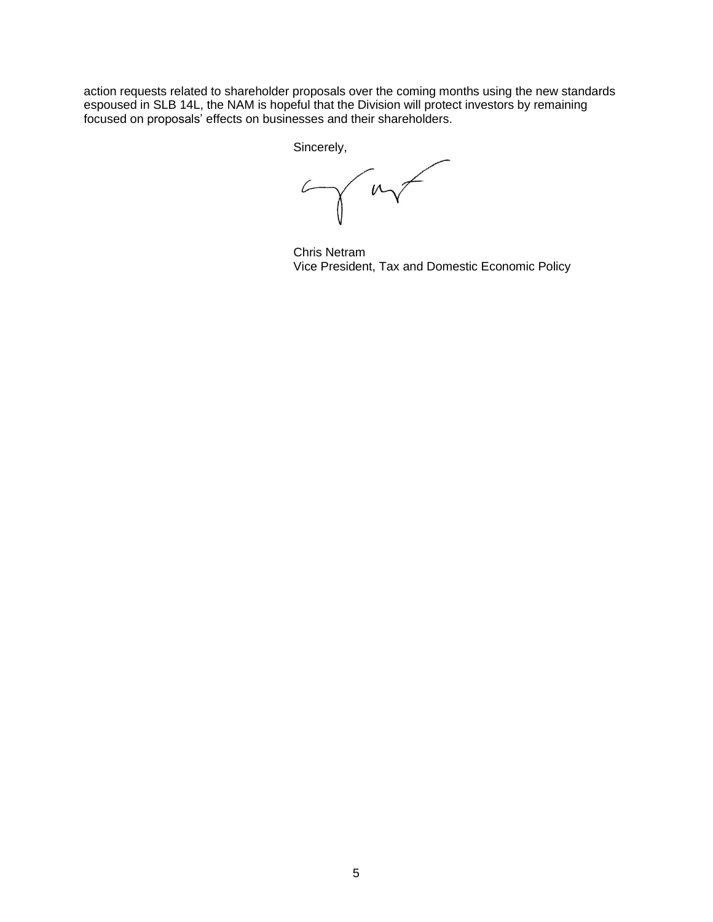action requests related to shareholder proposals over the coming months using the new standards espoused in SLB 14L, the NAM is hopeful that the Division will protect investors by remaining focused on proposals' effects on businesses and their shareholders.

Sincerely,

Chris Netram
Vice President, Tax and Domestic Economic Policy